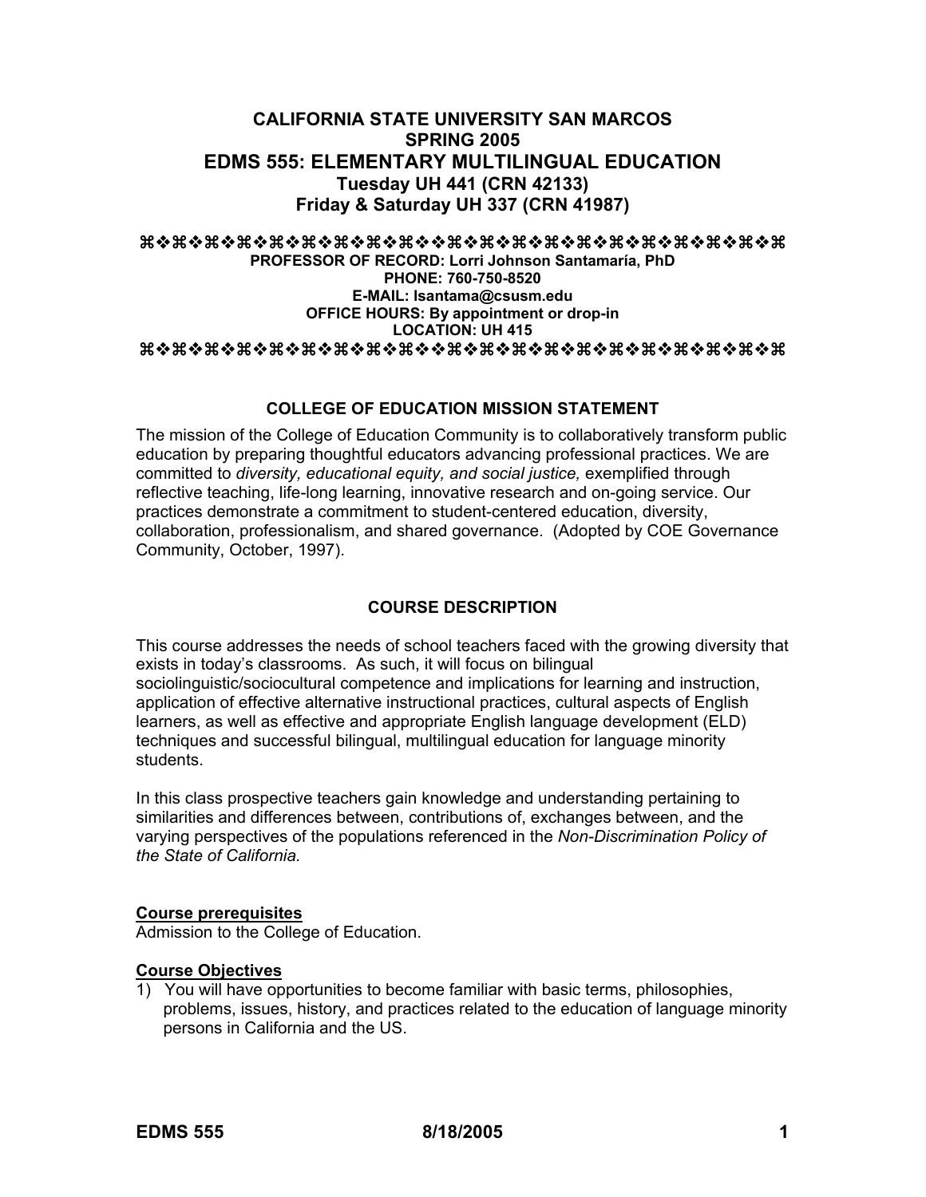# CALIFORNIA STATE UNIVERSITY SAN MARCOS
## SPRING 2005
# EDMS 555: ELEMENTARY MULTILINGUAL EDUCATION
### Tuesday UH 441 (CRN 42133)
### Friday & Saturday UH 337 (CRN 41987)

⌘❖⌘❖❖⌘❖⌘❖❖⌘❖⌘❖❖⌘❖⌘❖❖⌘❖⌘❖❖⌘❖⌘❖❖⌘❖⌘❖❖⌘❖⌘❖❖⌘❖⌘

**PROFESSOR OF RECORD: Lorri Johnson Santamaría, PhD**
**PHONE: 760-750-8520**
**E-MAIL: lsantama@csusm.edu**
**OFFICE HOURS: By appointment or drop-in**
**LOCATION: UH 415**

⌘❖⌘❖❖⌘❖⌘❖❖⌘❖⌘❖❖⌘❖⌘❖❖⌘❖⌘❖❖⌘❖⌘❖❖⌘❖⌘❖❖⌘❖⌘❖❖⌘❖⌘

## COLLEGE OF EDUCATION MISSION STATEMENT

The mission of the College of Education Community is to collaboratively transform public education by preparing thoughtful educators advancing professional practices. We are committed to *diversity, educational equity, and social justice,* exemplified through reflective teaching, life-long learning, innovative research and on-going service. Our practices demonstrate a commitment to student-centered education, diversity, collaboration, professionalism, and shared governance. (Adopted by COE Governance Community, October, 1997).

## COURSE DESCRIPTION

This course addresses the needs of school teachers faced with the growing diversity that exists in today's classrooms. As such, it will focus on bilingual sociolinguistic/sociocultural competence and implications for learning and instruction, application of effective alternative instructional practices, cultural aspects of English learners, as well as effective and appropriate English language development (ELD) techniques and successful bilingual, multilingual education for language minority students.

In this class prospective teachers gain knowledge and understanding pertaining to similarities and differences between, contributions of, exchanges between, and the varying perspectives of the populations referenced in the *Non-Discrimination Policy of the State of California.*

**Course prerequisites**

Admission to the College of Education.

**Course Objectives**

1) You will have opportunities to become familiar with basic terms, philosophies, problems, issues, history, and practices related to the education of language minority persons in California and the US.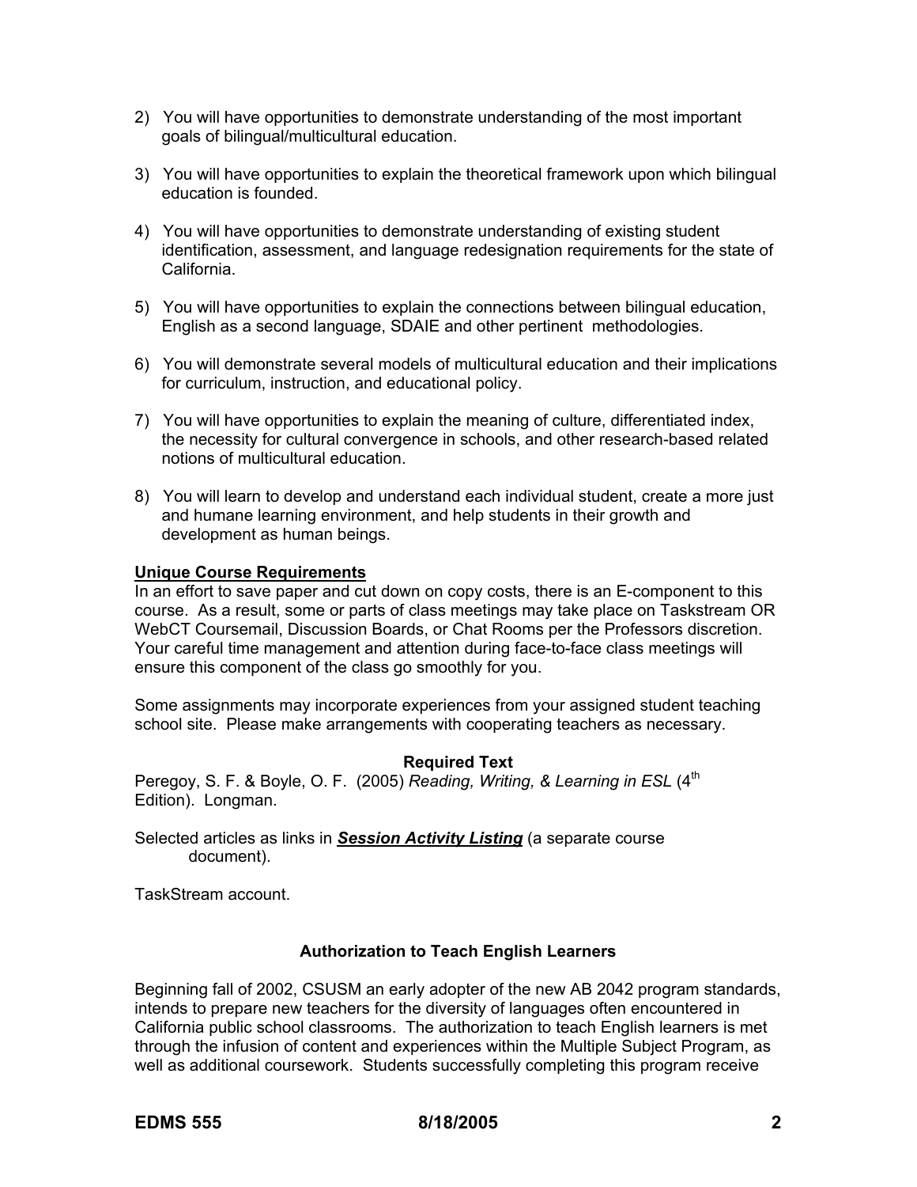2) You will have opportunities to demonstrate understanding of the most important goals of bilingual/multicultural education.

3) You will have opportunities to explain the theoretical framework upon which bilingual education is founded.

4) You will have opportunities to demonstrate understanding of existing student identification, assessment, and language redesignation requirements for the state of California.

5) You will have opportunities to explain the connections between bilingual education, English as a second language, SDAIE and other pertinent methodologies.

6) You will demonstrate several models of multicultural education and their implications for curriculum, instruction, and educational policy.

7) You will have opportunities to explain the meaning of culture, differentiated index, the necessity for cultural convergence in schools, and other research-based related notions of multicultural education.

8) You will learn to develop and understand each individual student, create a more just and humane learning environment, and help students in their growth and development as human beings.

**Unique Course Requirements**

In an effort to save paper and cut down on copy costs, there is an E-component to this course. As a result, some or parts of class meetings may take place on Taskstream OR WebCT Coursemail, Discussion Boards, or Chat Rooms per the Professors discretion. Your careful time management and attention during face-to-face class meetings will ensure this component of the class go smoothly for you.

Some assignments may incorporate experiences from your assigned student teaching school site. Please make arrangements with cooperating teachers as necessary.

**Required Text**

Peregoy, S. F. & Boyle, O. F. (2005) *Reading, Writing, & Learning in ESL* (4th Edition). Longman.

Selected articles as links in ***Session Activity Listing*** (a separate course document).

TaskStream account.

**Authorization to Teach English Learners**

Beginning fall of 2002, CSUSM an early adopter of the new AB 2042 program standards, intends to prepare new teachers for the diversity of languages often encountered in California public school classrooms. The authorization to teach English learners is met through the infusion of content and experiences within the Multiple Subject Program, as well as additional coursework. Students successfully completing this program receive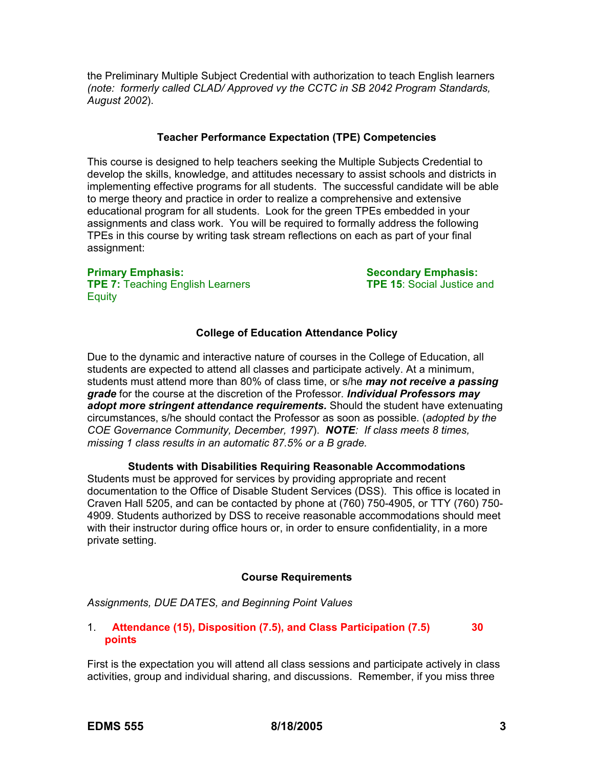the Preliminary Multiple Subject Credential with authorization to teach English learners *(note: formerly called CLAD/ Approved vy the CCTC in SB 2042 Program Standards, August 2002*).

**Teacher Performance Expectation (TPE) Competencies**

This course is designed to help teachers seeking the Multiple Subjects Credential to develop the skills, knowledge, and attitudes necessary to assist schools and districts in implementing effective programs for all students. The successful candidate will be able to merge theory and practice in order to realize a comprehensive and extensive educational program for all students. Look for the green TPEs embedded in your assignments and class work. You will be required to formally address the following TPEs in this course by writing task stream reflections on each as part of your final assignment:

**Primary Emphasis:**
**TPE 7:** Teaching English Learners

**Secondary Emphasis:**
**TPE 15**: Social Justice and Equity

**College of Education Attendance Policy**

Due to the dynamic and interactive nature of courses in the College of Education, all students are expected to attend all classes and participate actively. At a minimum, students must attend more than 80% of class time, or s/he ***may not receive a passing grade*** for the course at the discretion of the Professor. ***Individual Professors may adopt more stringent attendance requirements.*** Should the student have extenuating circumstances, s/he should contact the Professor as soon as possible. (*adopted by the COE Governance Community, December, 1997*). ***NOTE****: If class meets 8 times, missing 1 class results in an automatic 87.5% or a B grade.*

**Students with Disabilities Requiring Reasonable Accommodations**

Students must be approved for services by providing appropriate and recent documentation to the Office of Disable Student Services (DSS). This office is located in Craven Hall 5205, and can be contacted by phone at (760) 750-4905, or TTY (760) 750-4909. Students authorized by DSS to receive reasonable accommodations should meet with their instructor during office hours or, in order to ensure confidentiality, in a more private setting.

**Course Requirements**

*Assignments, DUE DATES, and Beginning Point Values*

1. **Attendance (15), Disposition (7.5), and Class Participation (7.5) 30 points**

First is the expectation you will attend all class sessions and participate actively in class activities, group and individual sharing, and discussions. Remember, if you miss three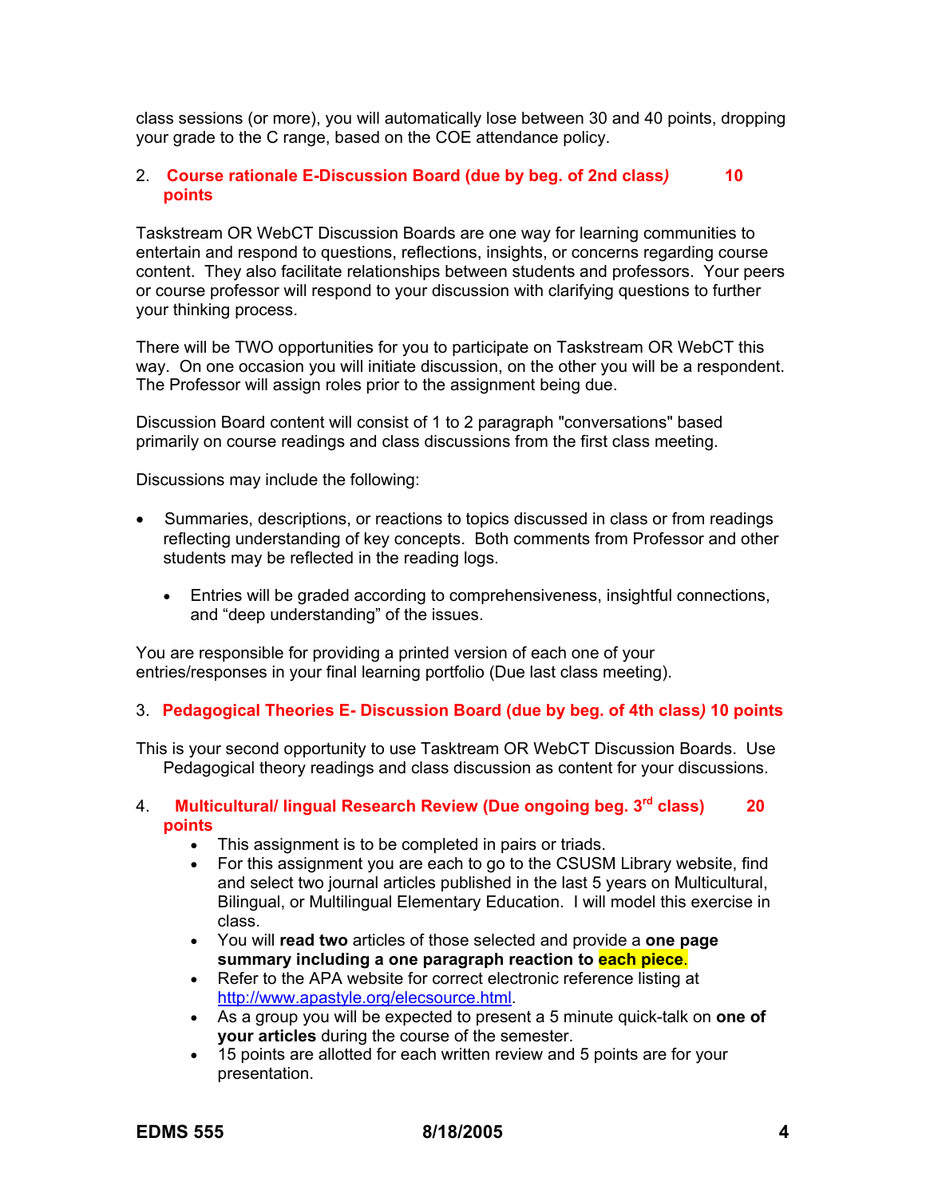class sessions (or more), you will automatically lose between 30 and 40 points, dropping your grade to the C range, based on the COE attendance policy.

2. **Course rationale E-Discussion Board (due by beg. of 2nd class) 10 points**

Taskstream OR WebCT Discussion Boards are one way for learning communities to entertain and respond to questions, reflections, insights, or concerns regarding course content. They also facilitate relationships between students and professors. Your peers or course professor will respond to your discussion with clarifying questions to further your thinking process.

There will be TWO opportunities for you to participate on Taskstream OR WebCT this way. On one occasion you will initiate discussion, on the other you will be a respondent. The Professor will assign roles prior to the assignment being due.

Discussion Board content will consist of 1 to 2 paragraph "conversations" based primarily on course readings and class discussions from the first class meeting.

Discussions may include the following:

- Summaries, descriptions, or reactions to topics discussed in class or from readings reflecting understanding of key concepts. Both comments from Professor and other students may be reflected in the reading logs.
  - Entries will be graded according to comprehensiveness, insightful connections, and "deep understanding" of the issues.

You are responsible for providing a printed version of each one of your entries/responses in your final learning portfolio (Due last class meeting).

3. **Pedagogical Theories E- Discussion Board (due by beg. of 4th class) 10 points**

This is your second opportunity to use Tasktream OR WebCT Discussion Boards. Use Pedagogical theory readings and class discussion as content for your discussions.

4. **Multicultural/ lingual Research Review (Due ongoing beg. 3rd class) 20 points**
   - This assignment is to be completed in pairs or triads.
   - For this assignment you are each to go to the CSUSM Library website, find and select two journal articles published in the last 5 years on Multicultural, Bilingual, or Multilingual Elementary Education. I will model this exercise in class.
   - You will **read two** articles of those selected and provide a **one page summary including a one paragraph reaction to each piece**.
   - Refer to the APA website for correct electronic reference listing at http://www.apastyle.org/elecsource.html.
   - As a group you will be expected to present a 5 minute quick-talk on **one of your articles** during the course of the semester.
   - 15 points are allotted for each written review and 5 points are for your presentation.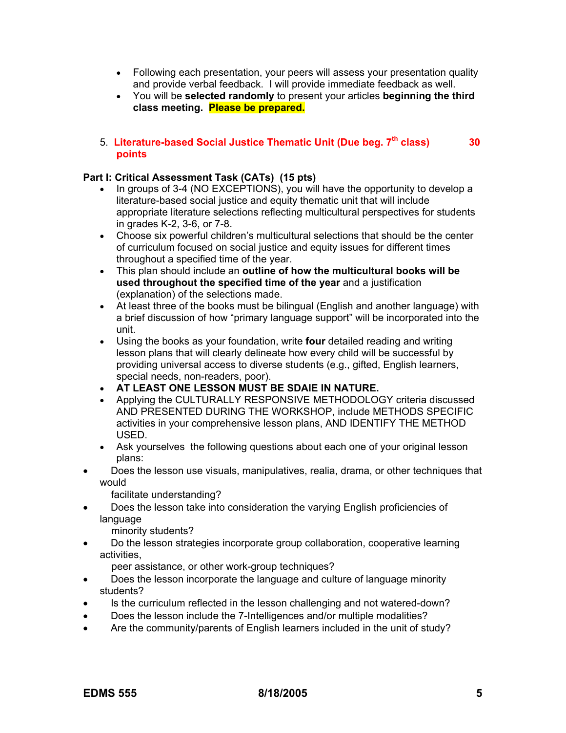- Following each presentation, your peers will assess your presentation quality and provide verbal feedback. I will provide immediate feedback as well.
- You will be **selected randomly** to present your articles **beginning the third class meeting. Please be prepared.**

5. **Literature-based Social Justice Thematic Unit (Due beg. 7th class) 30 points**

**Part I: Critical Assessment Task (CATs) (15 pts)**

- In groups of 3-4 (NO EXCEPTIONS), you will have the opportunity to develop a literature-based social justice and equity thematic unit that will include appropriate literature selections reflecting multicultural perspectives for students in grades K-2, 3-6, or 7-8.
- Choose six powerful children's multicultural selections that should be the center of curriculum focused on social justice and equity issues for different times throughout a specified time of the year.
- This plan should include an **outline of how the multicultural books will be used throughout the specified time of the year** and a justification (explanation) of the selections made.
- At least three of the books must be bilingual (English and another language) with a brief discussion of how "primary language support" will be incorporated into the unit.
- Using the books as your foundation, write **four** detailed reading and writing lesson plans that will clearly delineate how every child will be successful by providing universal access to diverse students (e.g., gifted, English learners, special needs, non-readers, poor).
- **AT LEAST ONE LESSON MUST BE SDAIE IN NATURE.**
- Applying the CULTURALLY RESPONSIVE METHODOLOGY criteria discussed AND PRESENTED DURING THE WORKSHOP, include METHODS SPECIFIC activities in your comprehensive lesson plans, AND IDENTIFY THE METHOD USED.
- Ask yourselves the following questions about each one of your original lesson plans:
- Does the lesson use visuals, manipulatives, realia, drama, or other techniques that would facilitate understanding?
- Does the lesson take into consideration the varying English proficiencies of language minority students?
- Do the lesson strategies incorporate group collaboration, cooperative learning activities, peer assistance, or other work-group techniques?
- Does the lesson incorporate the language and culture of language minority students?
- Is the curriculum reflected in the lesson challenging and not watered-down?
- Does the lesson include the 7-Intelligences and/or multiple modalities?
- Are the community/parents of English learners included in the unit of study?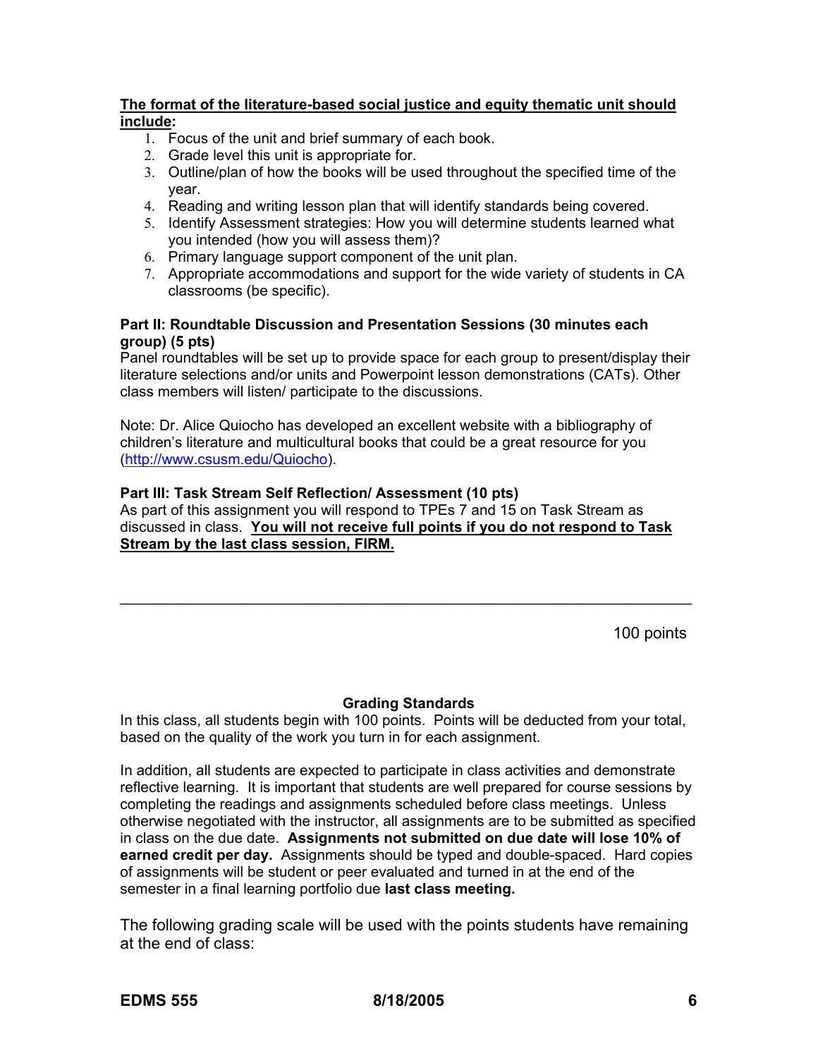**<u>The format of the literature-based social justice and equity thematic unit should include:</u>**

1. Focus of the unit and brief summary of each book.
2. Grade level this unit is appropriate for.
3. Outline/plan of how the books will be used throughout the specified time of the year.
4. Reading and writing lesson plan that will identify standards being covered.
5. Identify Assessment strategies: How you will determine students learned what you intended (how you will assess them)?
6. Primary language support component of the unit plan.
7. Appropriate accommodations and support for the wide variety of students in CA classrooms (be specific).

**Part II: Roundtable Discussion and Presentation Sessions (30 minutes each group) (5 pts)**

Panel roundtables will be set up to provide space for each group to present/display their literature selections and/or units and Powerpoint lesson demonstrations (CATs). Other class members will listen/ participate to the discussions.

Note: Dr. Alice Quiocho has developed an excellent website with a bibliography of children's literature and multicultural books that could be a great resource for you (http://www.csusm.edu/Quiocho).

**Part III: Task Stream Self Reflection/ Assessment (10 pts)**

As part of this assignment you will respond to TPEs 7 and 15 on Task Stream as discussed in class. **<u>You will not receive full points if you do not respond to Task Stream by the last class session, FIRM.</u>**

---

100 points

**Grading Standards**

In this class, all students begin with 100 points. Points will be deducted from your total, based on the quality of the work you turn in for each assignment.

In addition, all students are expected to participate in class activities and demonstrate reflective learning. It is important that students are well prepared for course sessions by completing the readings and assignments scheduled before class meetings. Unless otherwise negotiated with the instructor, all assignments are to be submitted as specified in class on the due date. **Assignments not submitted on due date will lose 10% of earned credit per day.** Assignments should be typed and double-spaced. Hard copies of assignments will be student or peer evaluated and turned in at the end of the semester in a final learning portfolio due **last class meeting.**

The following grading scale will be used with the points students have remaining at the end of class: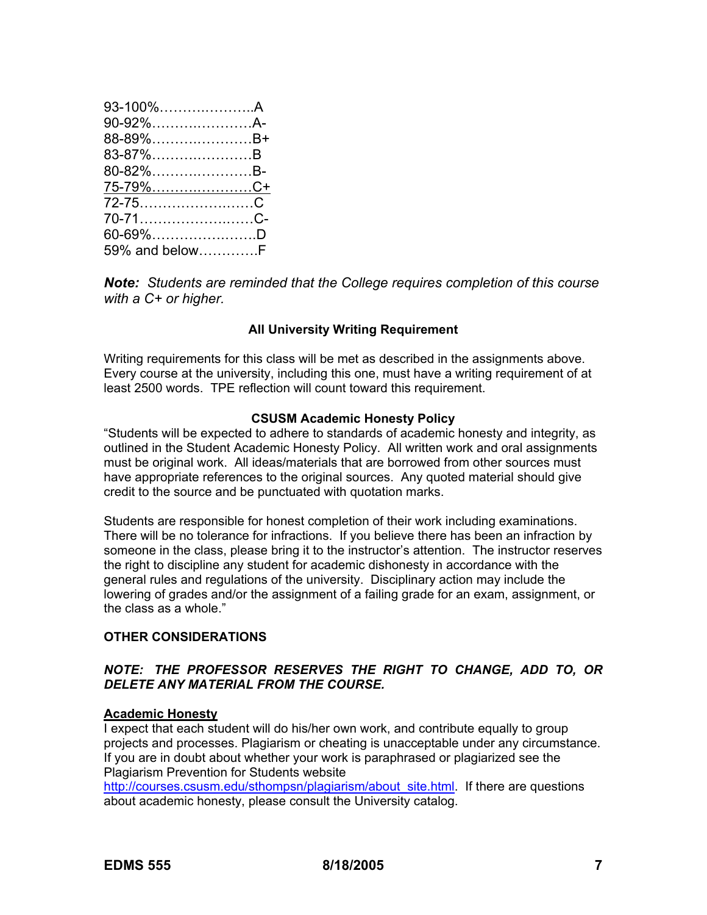93-100%………………..A
90-92%…………………A-
88-89%…………………B+
83-87%…………………B
80-82%…………………B-
75-79%…………………C+
72-75……………………C
70-71……………………C-
60-69%…………………..D
59% and below…………F

***Note:*** *Students are reminded that the College requires completion of this course with a C+ or higher.*

**All University Writing Requirement**

Writing requirements for this class will be met as described in the assignments above. Every course at the university, including this one, must have a writing requirement of at least 2500 words. TPE reflection will count toward this requirement.

**CSUSM Academic Honesty Policy**

"Students will be expected to adhere to standards of academic honesty and integrity, as outlined in the Student Academic Honesty Policy. All written work and oral assignments must be original work. All ideas/materials that are borrowed from other sources must have appropriate references to the original sources. Any quoted material should give credit to the source and be punctuated with quotation marks.

Students are responsible for honest completion of their work including examinations. There will be no tolerance for infractions. If you believe there has been an infraction by someone in the class, please bring it to the instructor's attention. The instructor reserves the right to discipline any student for academic dishonesty in accordance with the general rules and regulations of the university. Disciplinary action may include the lowering of grades and/or the assignment of a failing grade for an exam, assignment, or the class as a whole."

**OTHER CONSIDERATIONS**

***NOTE: THE PROFESSOR RESERVES THE RIGHT TO CHANGE, ADD TO, OR DELETE ANY MATERIAL FROM THE COURSE.***

**Academic Honesty**

I expect that each student will do his/her own work, and contribute equally to group projects and processes. Plagiarism or cheating is unacceptable under any circumstance. If you are in doubt about whether your work is paraphrased or plagiarized see the Plagiarism Prevention for Students website http://courses.csusm.edu/sthompsn/plagiarism/about_site.html. If there are questions about academic honesty, please consult the University catalog.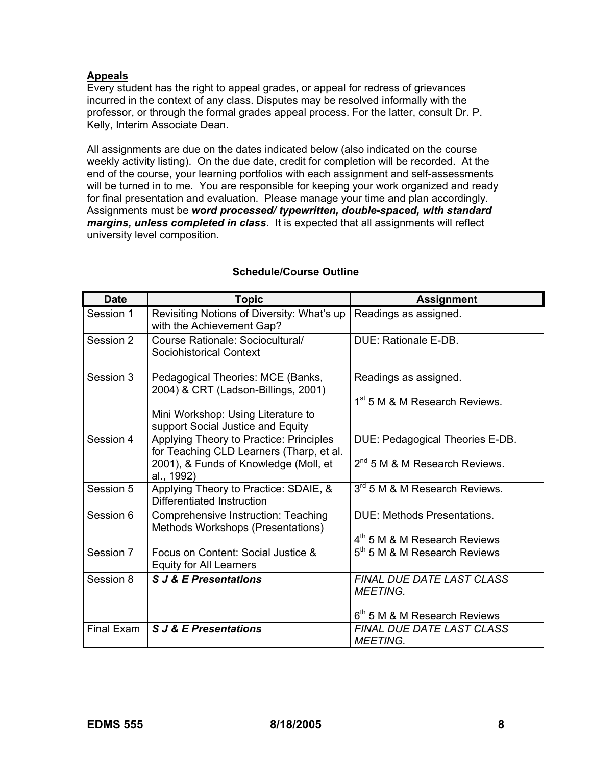**Appeals**

Every student has the right to appeal grades, or appeal for redress of grievances incurred in the context of any class. Disputes may be resolved informally with the professor, or through the formal grades appeal process. For the latter, consult Dr. P. Kelly, Interim Associate Dean.

All assignments are due on the dates indicated below (also indicated on the course weekly activity listing). On the due date, credit for completion will be recorded. At the end of the course, your learning portfolios with each assignment and self-assessments will be turned in to me. You are responsible for keeping your work organized and ready for final presentation and evaluation. Please manage your time and plan accordingly. Assignments must be ***word processed/ typewritten, double-spaced, with standard margins, unless completed in class***. It is expected that all assignments will reflect university level composition.

**Schedule/Course Outline**

| Date | Topic | Assignment |
|---|---|---|
| Session 1 | Revisiting Notions of Diversity: What's up with the Achievement Gap? | Readings as assigned. |
| Session 2 | Course Rationale: Sociocultural/ Sociohistorical Context | DUE: Rationale E-DB. |
| Session 3 | Pedagogical Theories: MCE (Banks, 2004) & CRT (Ladson-Billings, 2001)<br><br>Mini Workshop: Using Literature to support Social Justice and Equity | Readings as assigned.<br><br>1st 5 M & M Research Reviews. |
| Session 4 | Applying Theory to Practice: Principles for Teaching CLD Learners (Tharp, et al. 2001), & Funds of Knowledge (Moll, et al., 1992) | DUE: Pedagogical Theories E-DB.<br><br>2nd 5 M & M Research Reviews. |
| Session 5 | Applying Theory to Practice: SDAIE, & Differentiated Instruction | 3rd 5 M & M Research Reviews. |
| Session 6 | Comprehensive Instruction: Teaching Methods Workshops (Presentations) | DUE: Methods Presentations.<br><br>4th 5 M & M Research Reviews |
| Session 7 | Focus on Content: Social Justice & Equity for All Learners | 5th 5 M & M Research Reviews |
| Session 8 | ***S J & E Presentations*** | *FINAL DUE DATE LAST CLASS MEETING.*<br><br>6th 5 M & M Research Reviews |
| Final Exam | ***S J & E Presentations*** | *FINAL DUE DATE LAST CLASS MEETING.* |